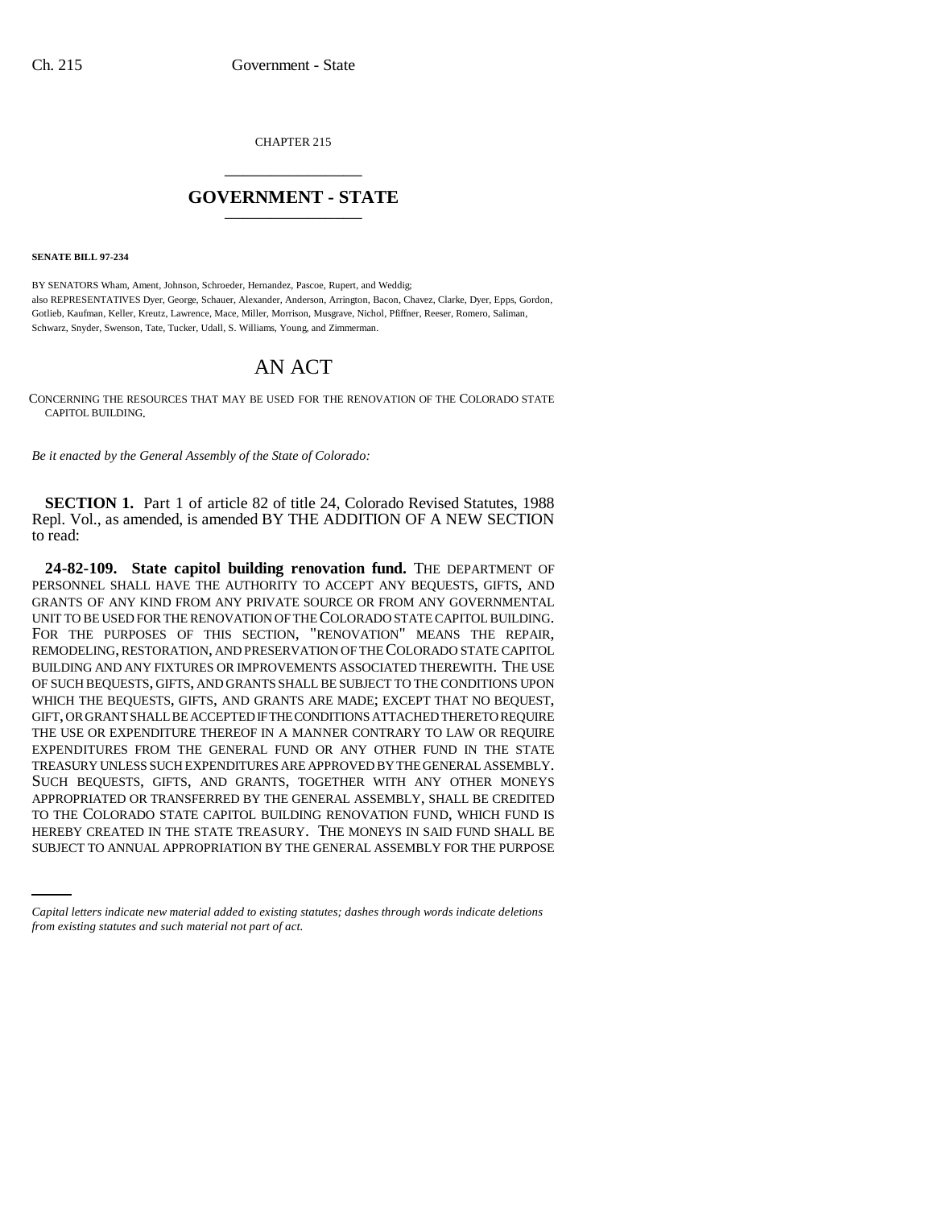CHAPTER 215

# GOVERNMENT - STATE

**SENATE BILL 97-234**

BY SENATORS Wham, Ament, Johnson, Schroeder, Hernandez, Pascoe, Rupert, and Weddig;
also REPRESENTATIVES Dyer, George, Schauer, Alexander, Anderson, Arrington, Bacon, Chavez, Clarke, Dyer, Epps, Gordon, Gotlieb, Kaufman, Keller, Kreutz, Lawrence, Mace, Miller, Morrison, Musgrave, Nichol, Pfiffner, Reeser, Romero, Saliman, Schwarz, Snyder, Swenson, Tate, Tucker, Udall, S. Williams, Young, and Zimmerman.

# AN ACT

CONCERNING THE RESOURCES THAT MAY BE USED FOR THE RENOVATION OF THE COLORADO STATE CAPITOL BUILDING.

*Be it enacted by the General Assembly of the State of Colorado:*

**SECTION 1.** Part 1 of article 82 of title 24, Colorado Revised Statutes, 1988 Repl. Vol., as amended, is amended BY THE ADDITION OF A NEW SECTION to read:

**24-82-109. State capitol building renovation fund.** THE DEPARTMENT OF PERSONNEL SHALL HAVE THE AUTHORITY TO ACCEPT ANY BEQUESTS, GIFTS, AND GRANTS OF ANY KIND FROM ANY PRIVATE SOURCE OR FROM ANY GOVERNMENTAL UNIT TO BE USED FOR THE RENOVATION OF THE COLORADO STATE CAPITOL BUILDING. FOR THE PURPOSES OF THIS SECTION, "RENOVATION" MEANS THE REPAIR, REMODELING, RESTORATION, AND PRESERVATION OF THE COLORADO STATE CAPITOL BUILDING AND ANY FIXTURES OR IMPROVEMENTS ASSOCIATED THEREWITH. THE USE OF SUCH BEQUESTS, GIFTS, AND GRANTS SHALL BE SUBJECT TO THE CONDITIONS UPON WHICH THE BEQUESTS, GIFTS, AND GRANTS ARE MADE; EXCEPT THAT NO BEQUEST, GIFT, OR GRANT SHALL BE ACCEPTED IF THE CONDITIONS ATTACHED THERETO REQUIRE THE USE OR EXPENDITURE THEREOF IN A MANNER CONTRARY TO LAW OR REQUIRE EXPENDITURES FROM THE GENERAL FUND OR ANY OTHER FUND IN THE STATE TREASURY UNLESS SUCH EXPENDITURES ARE APPROVED BY THE GENERAL ASSEMBLY. SUCH BEQUESTS, GIFTS, AND GRANTS, TOGETHER WITH ANY OTHER MONEYS APPROPRIATED OR TRANSFERRED BY THE GENERAL ASSEMBLY, SHALL BE CREDITED TO THE COLORADO STATE CAPITOL BUILDING RENOVATION FUND, WHICH FUND IS HEREBY CREATED IN THE STATE TREASURY. THE MONEYS IN SAID FUND SHALL BE SUBJECT TO ANNUAL APPROPRIATION BY THE GENERAL ASSEMBLY FOR THE PURPOSE

*Capital letters indicate new material added to existing statutes; dashes through words indicate deletions from existing statutes and such material not part of act.*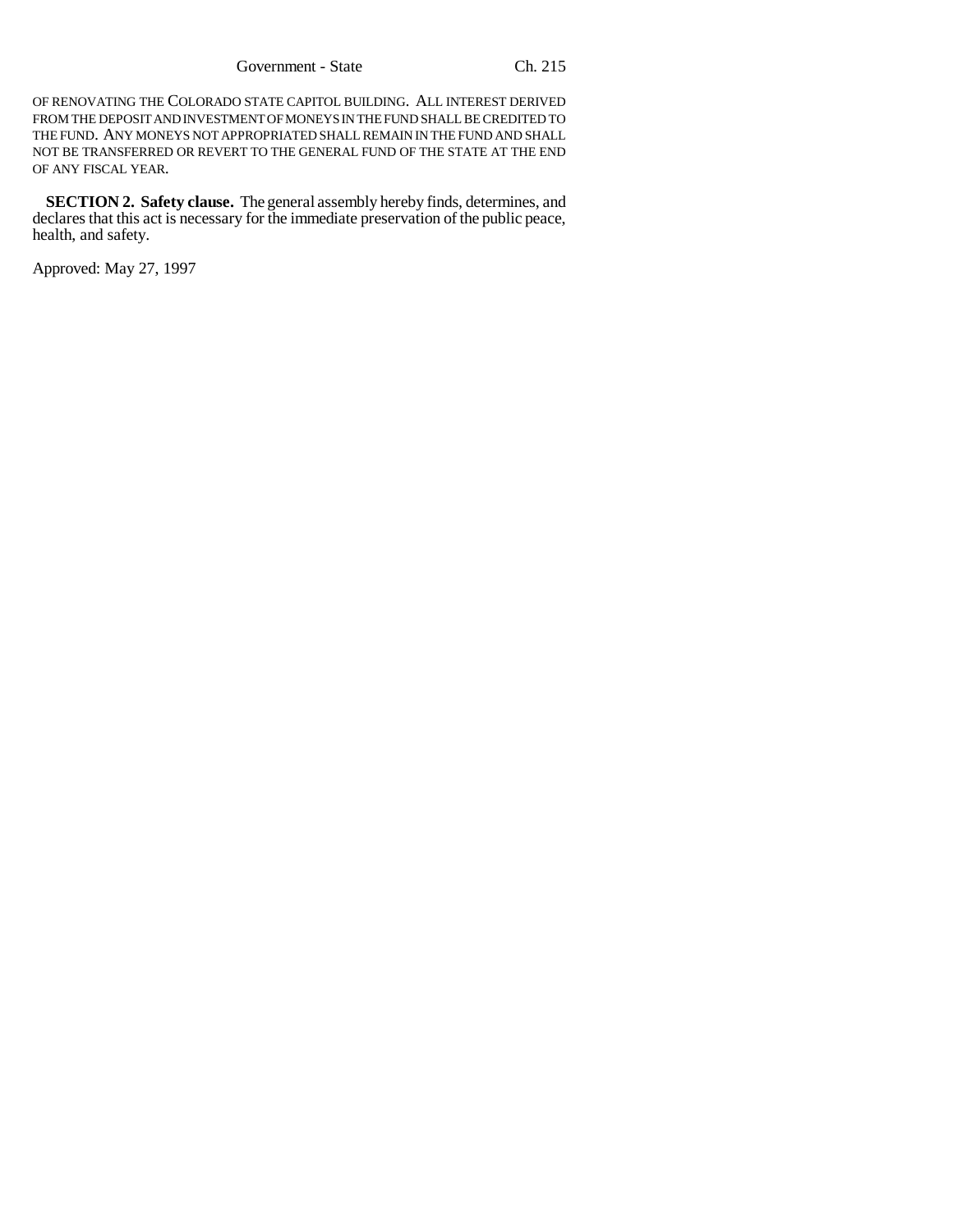OF RENOVATING THE COLORADO STATE CAPITOL BUILDING. ALL INTEREST DERIVED FROM THE DEPOSIT AND INVESTMENT OF MONEYS IN THE FUND SHALL BE CREDITED TO THE FUND. ANY MONEYS NOT APPROPRIATED SHALL REMAIN IN THE FUND AND SHALL NOT BE TRANSFERRED OR REVERT TO THE GENERAL FUND OF THE STATE AT THE END OF ANY FISCAL YEAR.

**SECTION 2. Safety clause.** The general assembly hereby finds, determines, and declares that this act is necessary for the immediate preservation of the public peace, health, and safety.

Approved: May 27, 1997